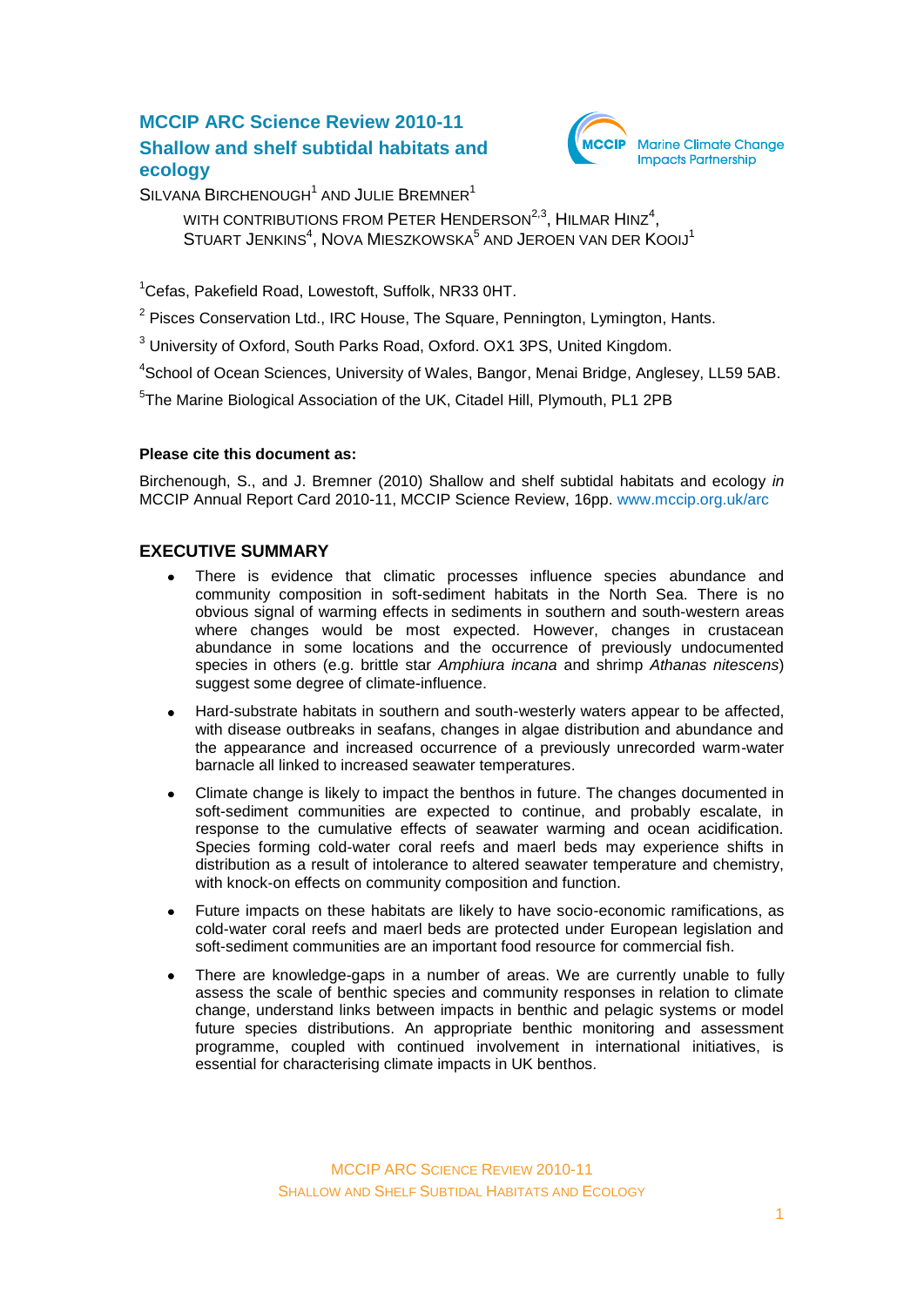# MCCIP ARC Science Review 2010-11

## Shallow and shelf subtidal habitats and ecology

SILVANA BIRCHENOUGH[1] AND JULIE BREMNER[1]

WITH CONTRIBUTIONS FROM PETER HENDERSON[2,3], HILMAR HINZ[4], STUART JENKINS[4], NOVA MIESZKOWSKA[5] AND JEROEN VAN DER KOOIJ[1]

[1]Cefas, Pakefield Road, Lowestoft, Suffolk, NR33 0HT.

[2] Pisces Conservation Ltd., IRC House, The Square, Pennington, Lymington, Hants.

[3] University of Oxford, South Parks Road, Oxford. OX1 3PS, United Kingdom.

[4]School of Ocean Sciences, University of Wales, Bangor, Menai Bridge, Anglesey, LL59 5AB.

[5]The Marine Biological Association of the UK, Citadel Hill, Plymouth, PL1 2PB

**Please cite this document as:**

Birchenough, S., and J. Bremner (2010) Shallow and shelf subtidal habitats and ecology *in* MCCIP Annual Report Card 2010-11, MCCIP Science Review, 16pp. www.mccip.org.uk/arc

## EXECUTIVE SUMMARY

- There is evidence that climatic processes influence species abundance and community composition in soft-sediment habitats in the North Sea. There is no obvious signal of warming effects in sediments in southern and south-western areas where changes would be most expected. However, changes in crustacean abundance in some locations and the occurrence of previously undocumented species in others (e.g. brittle star *Amphiura incana* and shrimp *Athanas nitescens*) suggest some degree of climate-influence.
- Hard-substrate habitats in southern and south-westerly waters appear to be affected, with disease outbreaks in seafans, changes in algae distribution and abundance and the appearance and increased occurrence of a previously unrecorded warm-water barnacle all linked to increased seawater temperatures.
- Climate change is likely to impact the benthos in future. The changes documented in soft-sediment communities are expected to continue, and probably escalate, in response to the cumulative effects of seawater warming and ocean acidification. Species forming cold-water coral reefs and maerl beds may experience shifts in distribution as a result of intolerance to altered seawater temperature and chemistry, with knock-on effects on community composition and function.
- Future impacts on these habitats are likely to have socio-economic ramifications, as cold-water coral reefs and maerl beds are protected under European legislation and soft-sediment communities are an important food resource for commercial fish.
- There are knowledge-gaps in a number of areas. We are currently unable to fully assess the scale of benthic species and community responses in relation to climate change, understand links between impacts in benthic and pelagic systems or model future species distributions. An appropriate benthic monitoring and assessment programme, coupled with continued involvement in international initiatives, is essential for characterising climate impacts in UK benthos.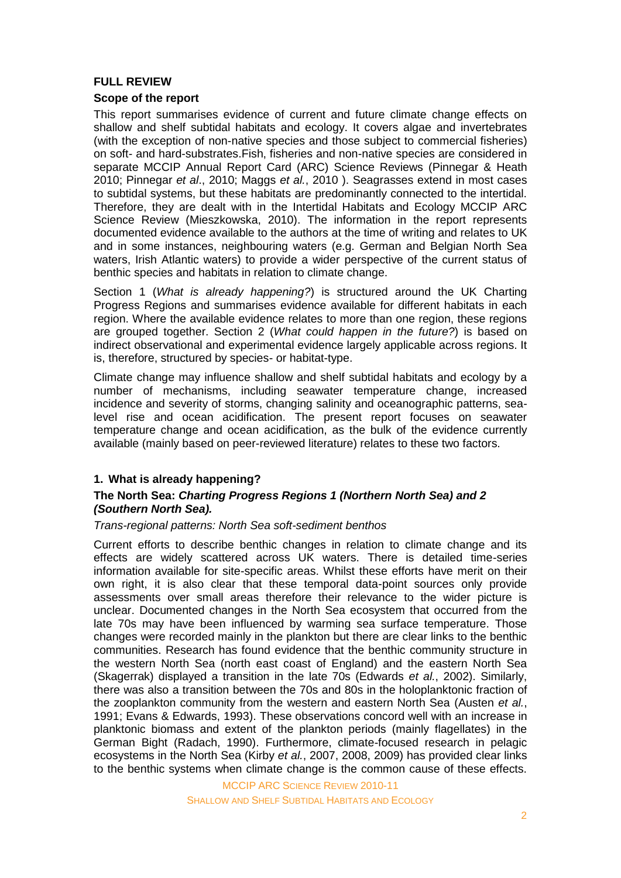## FULL REVIEW

### Scope of the report

This report summarises evidence of current and future climate change effects on shallow and shelf subtidal habitats and ecology. It covers algae and invertebrates (with the exception of non-native species and those subject to commercial fisheries) on soft- and hard-substrates.Fish, fisheries and non-native species are considered in separate MCCIP Annual Report Card (ARC) Science Reviews (Pinnegar & Heath 2010; Pinnegar *et al*., 2010; Maggs *et al.*, 2010 ). Seagrasses extend in most cases to subtidal systems, but these habitats are predominantly connected to the intertidal. Therefore, they are dealt with in the Intertidal Habitats and Ecology MCCIP ARC Science Review (Mieszkowska, 2010). The information in the report represents documented evidence available to the authors at the time of writing and relates to UK and in some instances, neighbouring waters (e.g. German and Belgian North Sea waters, Irish Atlantic waters) to provide a wider perspective of the current status of benthic species and habitats in relation to climate change.

Section 1 (*What is already happening?*) is structured around the UK Charting Progress Regions and summarises evidence available for different habitats in each region. Where the available evidence relates to more than one region, these regions are grouped together. Section 2 (*What could happen in the future?*) is based on indirect observational and experimental evidence largely applicable across regions. It is, therefore, structured by species- or habitat-type.

Climate change may influence shallow and shelf subtidal habitats and ecology by a number of mechanisms, including seawater temperature change, increased incidence and severity of storms, changing salinity and oceanographic patterns, sea-level rise and ocean acidification. The present report focuses on seawater temperature change and ocean acidification, as the bulk of the evidence currently available (mainly based on peer-reviewed literature) relates to these two factors.

### 1. What is already happening?

#### The North Sea: *Charting Progress Regions 1 (Northern North Sea) and 2 (Southern North Sea).*

*Trans-regional patterns: North Sea soft-sediment benthos*

Current efforts to describe benthic changes in relation to climate change and its effects are widely scattered across UK waters. There is detailed time-series information available for site-specific areas. Whilst these efforts have merit on their own right, it is also clear that these temporal data-point sources only provide assessments over small areas therefore their relevance to the wider picture is unclear. Documented changes in the North Sea ecosystem that occurred from the late 70s may have been influenced by warming sea surface temperature. Those changes were recorded mainly in the plankton but there are clear links to the benthic communities. Research has found evidence that the benthic community structure in the western North Sea (north east coast of England) and the eastern North Sea (Skagerrak) displayed a transition in the late 70s (Edwards *et al.*, 2002). Similarly, there was also a transition between the 70s and 80s in the holoplanktonic fraction of the zooplankton community from the western and eastern North Sea (Austen *et al.*, 1991; Evans & Edwards, 1993). These observations concord well with an increase in planktonic biomass and extent of the plankton periods (mainly flagellates) in the German Bight (Radach, 1990). Furthermore, climate-focused research in pelagic ecosystems in the North Sea (Kirby *et al.*, 2007, 2008, 2009) has provided clear links to the benthic systems when climate change is the common cause of these effects.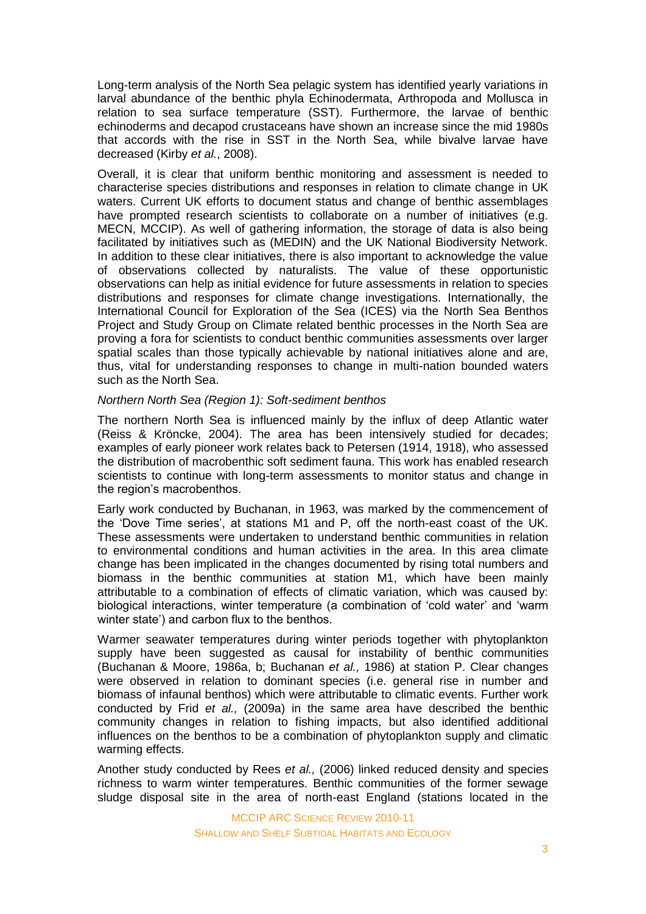Long-term analysis of the North Sea pelagic system has identified yearly variations in larval abundance of the benthic phyla Echinodermata, Arthropoda and Mollusca in relation to sea surface temperature (SST). Furthermore, the larvae of benthic echinoderms and decapod crustaceans have shown an increase since the mid 1980s that accords with the rise in SST in the North Sea, while bivalve larvae have decreased (Kirby *et al.*, 2008).

Overall, it is clear that uniform benthic monitoring and assessment is needed to characterise species distributions and responses in relation to climate change in UK waters. Current UK efforts to document status and change of benthic assemblages have prompted research scientists to collaborate on a number of initiatives (e.g. MECN, MCCIP). As well of gathering information, the storage of data is also being facilitated by initiatives such as (MEDIN) and the UK National Biodiversity Network. In addition to these clear initiatives, there is also important to acknowledge the value of observations collected by naturalists. The value of these opportunistic observations can help as initial evidence for future assessments in relation to species distributions and responses for climate change investigations. Internationally, the International Council for Exploration of the Sea (ICES) via the North Sea Benthos Project and Study Group on Climate related benthic processes in the North Sea are proving a fora for scientists to conduct benthic communities assessments over larger spatial scales than those typically achievable by national initiatives alone and are, thus, vital for understanding responses to change in multi-nation bounded waters such as the North Sea.

*Northern North Sea (Region 1): Soft-sediment benthos*

The northern North Sea is influenced mainly by the influx of deep Atlantic water (Reiss & Kröncke, 2004). The area has been intensively studied for decades; examples of early pioneer work relates back to Petersen (1914, 1918), who assessed the distribution of macrobenthic soft sediment fauna. This work has enabled research scientists to continue with long-term assessments to monitor status and change in the region's macrobenthos.

Early work conducted by Buchanan, in 1963, was marked by the commencement of the 'Dove Time series', at stations M1 and P, off the north-east coast of the UK. These assessments were undertaken to understand benthic communities in relation to environmental conditions and human activities in the area. In this area climate change has been implicated in the changes documented by rising total numbers and biomass in the benthic communities at station M1, which have been mainly attributable to a combination of effects of climatic variation, which was caused by: biological interactions, winter temperature (a combination of 'cold water' and 'warm winter state') and carbon flux to the benthos.

Warmer seawater temperatures during winter periods together with phytoplankton supply have been suggested as causal for instability of benthic communities (Buchanan & Moore, 1986a, b; Buchanan *et al.,* 1986) at station P. Clear changes were observed in relation to dominant species (i.e. general rise in number and biomass of infaunal benthos) which were attributable to climatic events. Further work conducted by Frid *et al.,* (2009a) in the same area have described the benthic community changes in relation to fishing impacts, but also identified additional influences on the benthos to be a combination of phytoplankton supply and climatic warming effects.

Another study conducted by Rees *et al.,* (2006) linked reduced density and species richness to warm winter temperatures. Benthic communities of the former sewage sludge disposal site in the area of north-east England (stations located in the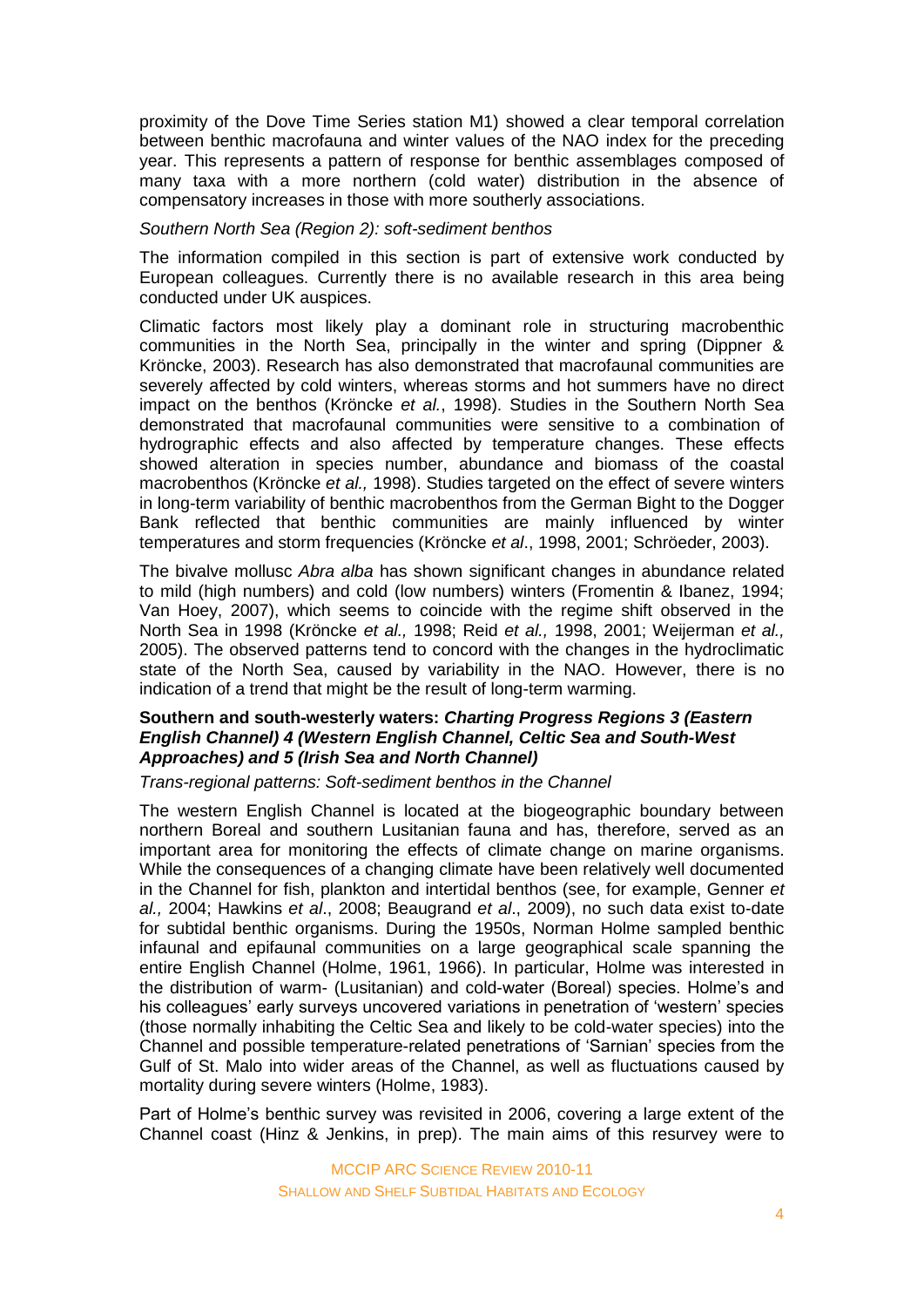proximity of the Dove Time Series station M1) showed a clear temporal correlation between benthic macrofauna and winter values of the NAO index for the preceding year. This represents a pattern of response for benthic assemblages composed of many taxa with a more northern (cold water) distribution in the absence of compensatory increases in those with more southerly associations.

*Southern North Sea (Region 2): soft-sediment benthos*

The information compiled in this section is part of extensive work conducted by European colleagues. Currently there is no available research in this area being conducted under UK auspices.

Climatic factors most likely play a dominant role in structuring macrobenthic communities in the North Sea, principally in the winter and spring (Dippner & Kröncke, 2003). Research has also demonstrated that macrofaunal communities are severely affected by cold winters, whereas storms and hot summers have no direct impact on the benthos (Kröncke *et al.*, 1998). Studies in the Southern North Sea demonstrated that macrofaunal communities were sensitive to a combination of hydrographic effects and also affected by temperature changes. These effects showed alteration in species number, abundance and biomass of the coastal macrobenthos (Kröncke *et al.,* 1998). Studies targeted on the effect of severe winters in long-term variability of benthic macrobenthos from the German Bight to the Dogger Bank reflected that benthic communities are mainly influenced by winter temperatures and storm frequencies (Kröncke *et al*., 1998, 2001; Schröeder, 2003).

The bivalve mollusc *Abra alba* has shown significant changes in abundance related to mild (high numbers) and cold (low numbers) winters (Fromentin & Ibanez, 1994; Van Hoey, 2007), which seems to coincide with the regime shift observed in the North Sea in 1998 (Kröncke *et al.,* 1998; Reid *et al.,* 1998, 2001; Weijerman *et al.,* 2005). The observed patterns tend to concord with the changes in the hydroclimatic state of the North Sea, caused by variability in the NAO. However, there is no indication of a trend that might be the result of long-term warming.

**Southern and south-westerly waters: *Charting Progress Regions 3 (Eastern English Channel) 4 (Western English Channel, Celtic Sea and South-West Approaches) and 5 (Irish Sea and North Channel)***

*Trans-regional patterns: Soft-sediment benthos in the Channel*

The western English Channel is located at the biogeographic boundary between northern Boreal and southern Lusitanian fauna and has, therefore, served as an important area for monitoring the effects of climate change on marine organisms. While the consequences of a changing climate have been relatively well documented in the Channel for fish, plankton and intertidal benthos (see, for example, Genner *et al.,* 2004; Hawkins *et al*., 2008; Beaugrand *et al*., 2009), no such data exist to-date for subtidal benthic organisms. During the 1950s, Norman Holme sampled benthic infaunal and epifaunal communities on a large geographical scale spanning the entire English Channel (Holme, 1961, 1966). In particular, Holme was interested in the distribution of warm- (Lusitanian) and cold-water (Boreal) species. Holme's and his colleagues' early surveys uncovered variations in penetration of 'western' species (those normally inhabiting the Celtic Sea and likely to be cold-water species) into the Channel and possible temperature-related penetrations of 'Sarnian' species from the Gulf of St. Malo into wider areas of the Channel, as well as fluctuations caused by mortality during severe winters (Holme, 1983).

Part of Holme's benthic survey was revisited in 2006, covering a large extent of the Channel coast (Hinz & Jenkins, in prep). The main aims of this resurvey were to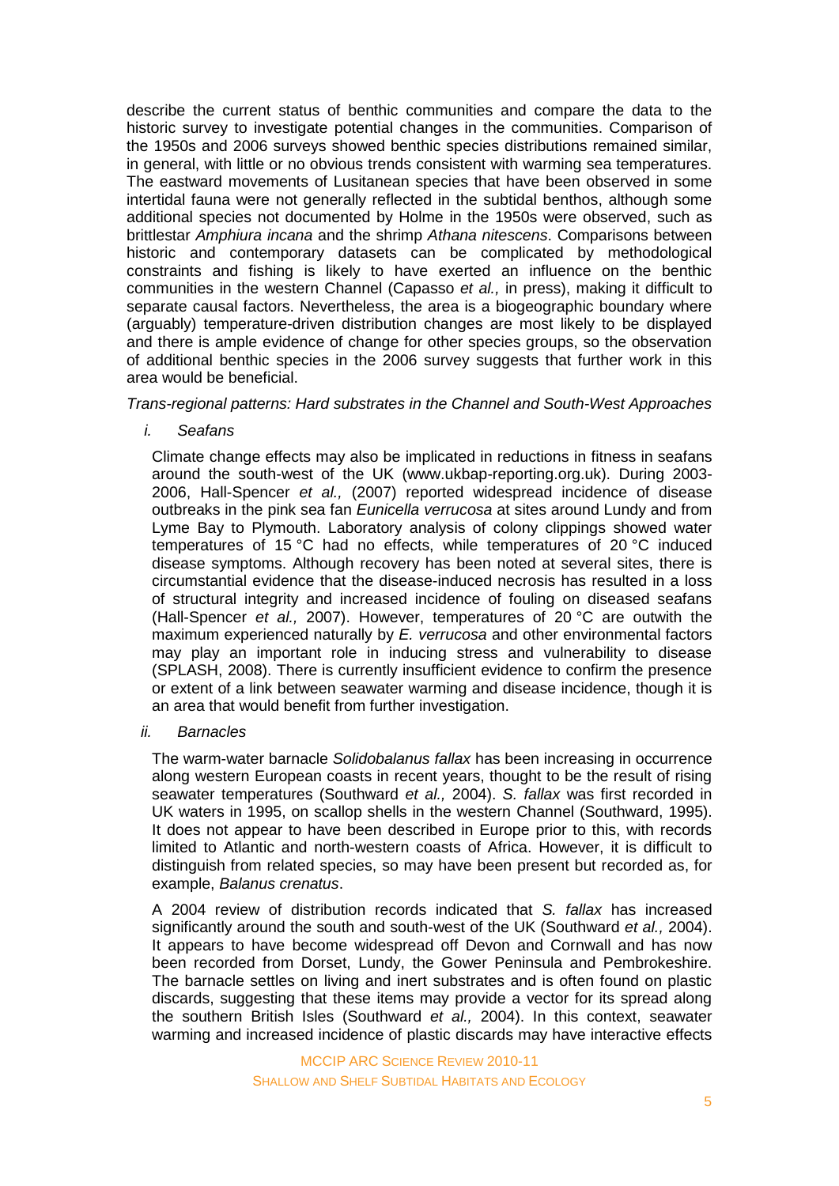describe the current status of benthic communities and compare the data to the historic survey to investigate potential changes in the communities. Comparison of the 1950s and 2006 surveys showed benthic species distributions remained similar, in general, with little or no obvious trends consistent with warming sea temperatures. The eastward movements of Lusitanean species that have been observed in some intertidal fauna were not generally reflected in the subtidal benthos, although some additional species not documented by Holme in the 1950s were observed, such as brittlestar *Amphiura incana* and the shrimp *Athana nitescens*. Comparisons between historic and contemporary datasets can be complicated by methodological constraints and fishing is likely to have exerted an influence on the benthic communities in the western Channel (Capasso *et al.,* in press), making it difficult to separate causal factors. Nevertheless, the area is a biogeographic boundary where (arguably) temperature-driven distribution changes are most likely to be displayed and there is ample evidence of change for other species groups, so the observation of additional benthic species in the 2006 survey suggests that further work in this area would be beneficial.

*Trans-regional patterns: Hard substrates in the Channel and South-West Approaches*

*i. Seafans*

Climate change effects may also be implicated in reductions in fitness in seafans around the south-west of the UK (www.ukbap-reporting.org.uk). During 2003-2006, Hall-Spencer *et al.,* (2007) reported widespread incidence of disease outbreaks in the pink sea fan *Eunicella verrucosa* at sites around Lundy and from Lyme Bay to Plymouth. Laboratory analysis of colony clippings showed water temperatures of 15 °C had no effects, while temperatures of 20 °C induced disease symptoms. Although recovery has been noted at several sites, there is circumstantial evidence that the disease-induced necrosis has resulted in a loss of structural integrity and increased incidence of fouling on diseased seafans (Hall-Spencer *et al.,* 2007). However, temperatures of 20 °C are outwith the maximum experienced naturally by *E. verrucosa* and other environmental factors may play an important role in inducing stress and vulnerability to disease (SPLASH, 2008). There is currently insufficient evidence to confirm the presence or extent of a link between seawater warming and disease incidence, though it is an area that would benefit from further investigation.

*ii. Barnacles*

The warm-water barnacle *Solidobalanus fallax* has been increasing in occurrence along western European coasts in recent years, thought to be the result of rising seawater temperatures (Southward *et al.,* 2004). *S. fallax* was first recorded in UK waters in 1995, on scallop shells in the western Channel (Southward, 1995). It does not appear to have been described in Europe prior to this, with records limited to Atlantic and north-western coasts of Africa. However, it is difficult to distinguish from related species, so may have been present but recorded as, for example, *Balanus crenatus*.

A 2004 review of distribution records indicated that *S. fallax* has increased significantly around the south and south-west of the UK (Southward *et al.,* 2004). It appears to have become widespread off Devon and Cornwall and has now been recorded from Dorset, Lundy, the Gower Peninsula and Pembrokeshire. The barnacle settles on living and inert substrates and is often found on plastic discards, suggesting that these items may provide a vector for its spread along the southern British Isles (Southward *et al.,* 2004). In this context, seawater warming and increased incidence of plastic discards may have interactive effects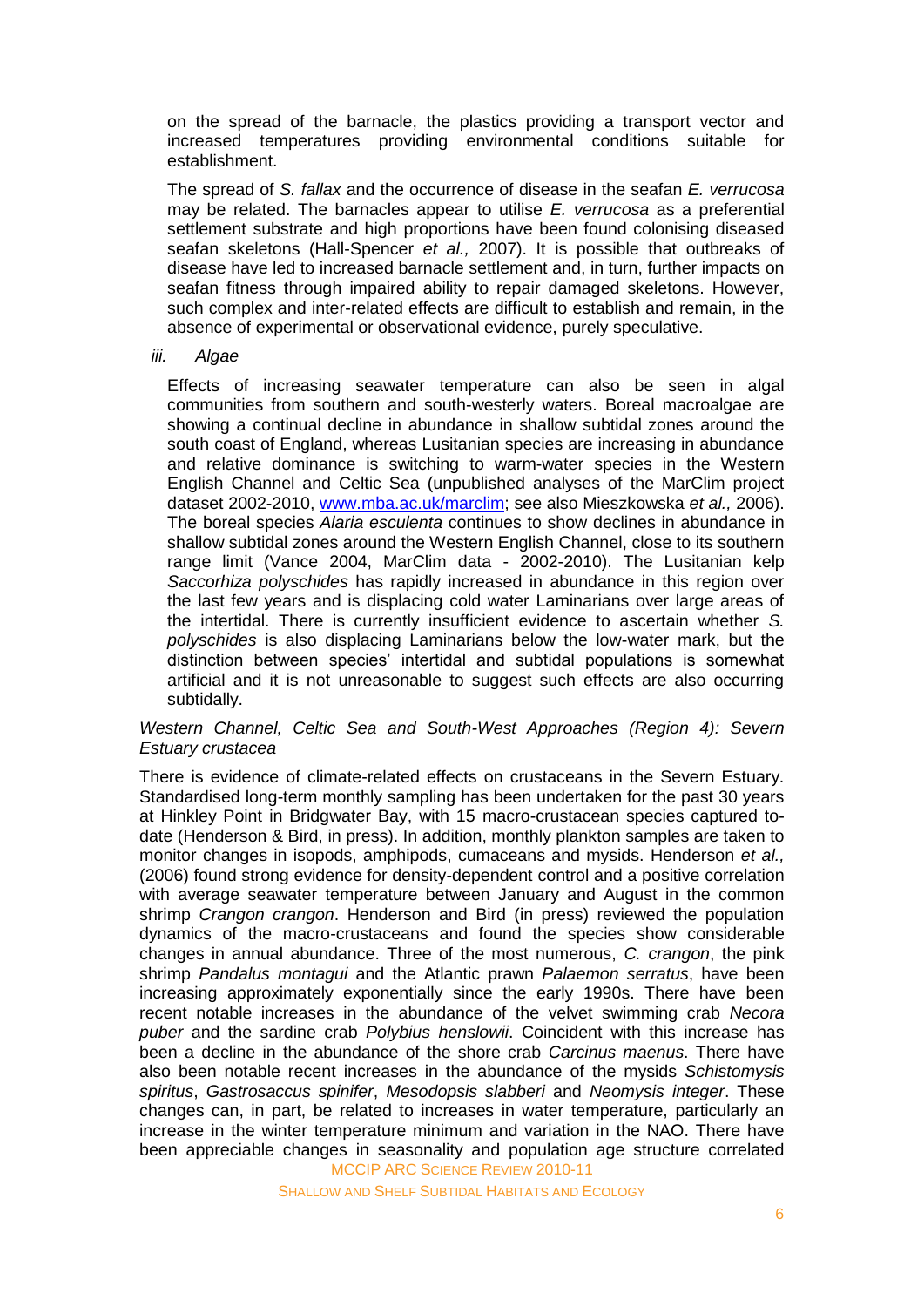on the spread of the barnacle, the plastics providing a transport vector and increased temperatures providing environmental conditions suitable for establishment.

The spread of *S. fallax* and the occurrence of disease in the seafan *E. verrucosa* may be related. The barnacles appear to utilise *E. verrucosa* as a preferential settlement substrate and high proportions have been found colonising diseased seafan skeletons (Hall-Spencer *et al.,* 2007). It is possible that outbreaks of disease have led to increased barnacle settlement and, in turn, further impacts on seafan fitness through impaired ability to repair damaged skeletons. However, such complex and inter-related effects are difficult to establish and remain, in the absence of experimental or observational evidence, purely speculative.

*iii. Algae*

Effects of increasing seawater temperature can also be seen in algal communities from southern and south-westerly waters. Boreal macroalgae are showing a continual decline in abundance in shallow subtidal zones around the south coast of England, whereas Lusitanian species are increasing in abundance and relative dominance is switching to warm-water species in the Western English Channel and Celtic Sea (unpublished analyses of the MarClim project dataset 2002-2010, [www.mba.ac.uk/marclim](http://www.mba.ac.uk/marclim); see also Mieszkowska *et al.,* 2006). The boreal species *Alaria esculenta* continues to show declines in abundance in shallow subtidal zones around the Western English Channel, close to its southern range limit (Vance 2004, MarClim data - 2002-2010). The Lusitanian kelp *Saccorhiza polyschides* has rapidly increased in abundance in this region over the last few years and is displacing cold water Laminarians over large areas of the intertidal. There is currently insufficient evidence to ascertain whether *S. polyschides* is also displacing Laminarians below the low-water mark, but the distinction between species' intertidal and subtidal populations is somewhat artificial and it is not unreasonable to suggest such effects are also occurring subtidally.

*Western Channel, Celtic Sea and South-West Approaches (Region 4): Severn Estuary crustacea*

There is evidence of climate-related effects on crustaceans in the Severn Estuary. Standardised long-term monthly sampling has been undertaken for the past 30 years at Hinkley Point in Bridgwater Bay, with 15 macro-crustacean species captured to-date (Henderson & Bird, in press). In addition, monthly plankton samples are taken to monitor changes in isopods, amphipods, cumaceans and mysids. Henderson *et al.,* (2006) found strong evidence for density-dependent control and a positive correlation with average seawater temperature between January and August in the common shrimp *Crangon crangon*. Henderson and Bird (in press) reviewed the population dynamics of the macro-crustaceans and found the species show considerable changes in annual abundance. Three of the most numerous, *C. crangon*, the pink shrimp *Pandalus montagui* and the Atlantic prawn *Palaemon serratus*, have been increasing approximately exponentially since the early 1990s. There have been recent notable increases in the abundance of the velvet swimming crab *Necora puber* and the sardine crab *Polybius henslowii*. Coincident with this increase has been a decline in the abundance of the shore crab *Carcinus maenus*. There have also been notable recent increases in the abundance of the mysids *Schistomysis spiritus*, *Gastrosaccus spinifer*, *Mesodopsis slabberi* and *Neomysis integer*. These changes can, in part, be related to increases in water temperature, particularly an increase in the winter temperature minimum and variation in the NAO. There have been appreciable changes in seasonality and population age structure correlated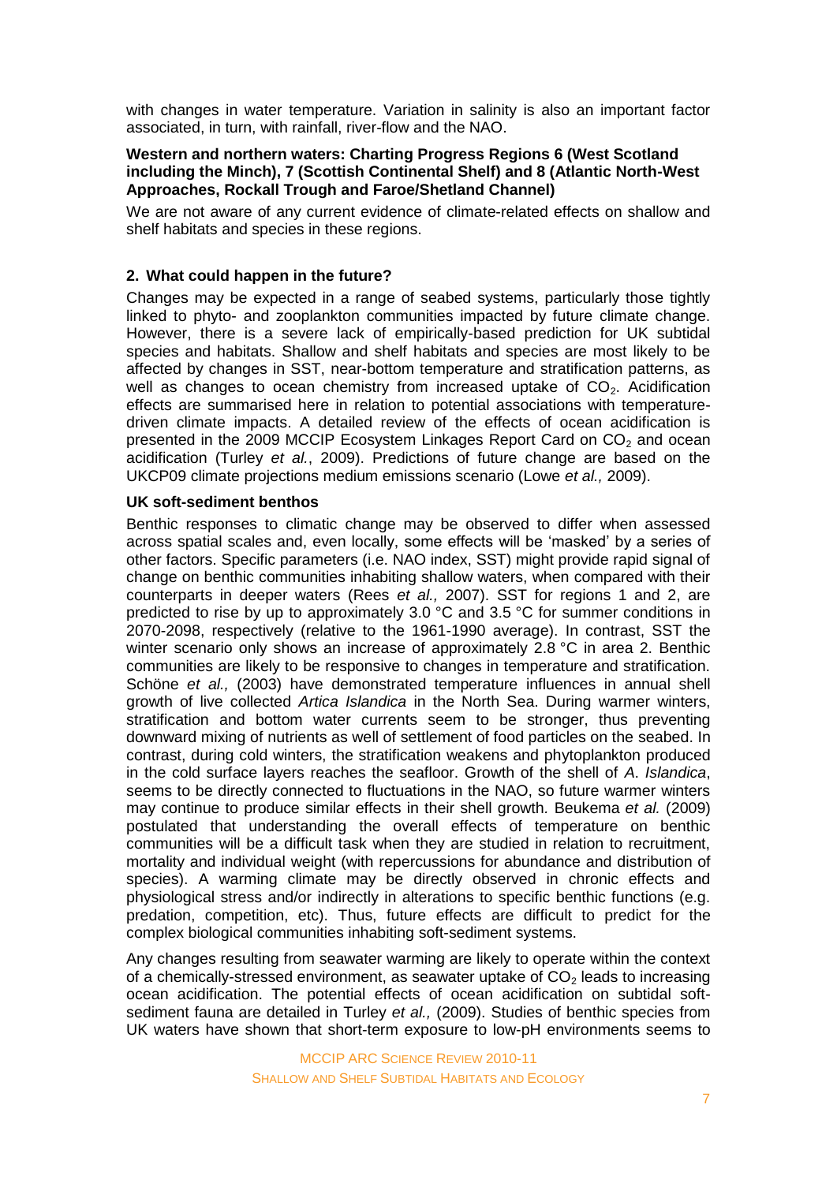with changes in water temperature. Variation in salinity is also an important factor associated, in turn, with rainfall, river-flow and the NAO.

**Western and northern waters: Charting Progress Regions 6 (West Scotland including the Minch), 7 (Scottish Continental Shelf) and 8 (Atlantic North-West Approaches, Rockall Trough and Faroe/Shetland Channel)**

We are not aware of any current evidence of climate-related effects on shallow and shelf habitats and species in these regions.

## 2. What could happen in the future?

Changes may be expected in a range of seabed systems, particularly those tightly linked to phyto- and zooplankton communities impacted by future climate change. However, there is a severe lack of empirically-based prediction for UK subtidal species and habitats. Shallow and shelf habitats and species are most likely to be affected by changes in SST, near-bottom temperature and stratification patterns, as well as changes to ocean chemistry from increased uptake of $CO_2$. Acidification effects are summarised here in relation to potential associations with temperature-driven climate impacts. A detailed review of the effects of ocean acidification is presented in the 2009 MCCIP Ecosystem Linkages Report Card on $CO_2$ and ocean acidification (Turley *et al.*, 2009). Predictions of future change are based on the UKCP09 climate projections medium emissions scenario (Lowe *et al.,* 2009).

**UK soft-sediment benthos**

Benthic responses to climatic change may be observed to differ when assessed across spatial scales and, even locally, some effects will be 'masked' by a series of other factors. Specific parameters (i.e. NAO index, SST) might provide rapid signal of change on benthic communities inhabiting shallow waters, when compared with their counterparts in deeper waters (Rees *et al.,* 2007). SST for regions 1 and 2, are predicted to rise by up to approximately 3.0 °C and 3.5 °C for summer conditions in 2070-2098, respectively (relative to the 1961-1990 average). In contrast, SST the winter scenario only shows an increase of approximately 2.8 °C in area 2. Benthic communities are likely to be responsive to changes in temperature and stratification. Schöne *et al.,* (2003) have demonstrated temperature influences in annual shell growth of live collected *Artica Islandica* in the North Sea. During warmer winters, stratification and bottom water currents seem to be stronger, thus preventing downward mixing of nutrients as well of settlement of food particles on the seabed. In contrast, during cold winters, the stratification weakens and phytoplankton produced in the cold surface layers reaches the seafloor. Growth of the shell of *A. Islandica*, seems to be directly connected to fluctuations in the NAO, so future warmer winters may continue to produce similar effects in their shell growth. Beukema *et al.* (2009) postulated that understanding the overall effects of temperature on benthic communities will be a difficult task when they are studied in relation to recruitment, mortality and individual weight (with repercussions for abundance and distribution of species). A warming climate may be directly observed in chronic effects and physiological stress and/or indirectly in alterations to specific benthic functions (e.g. predation, competition, etc). Thus, future effects are difficult to predict for the complex biological communities inhabiting soft-sediment systems.

Any changes resulting from seawater warming are likely to operate within the context of a chemically-stressed environment, as seawater uptake of $CO_2$ leads to increasing ocean acidification. The potential effects of ocean acidification on subtidal soft-sediment fauna are detailed in Turley *et al.,* (2009). Studies of benthic species from UK waters have shown that short-term exposure to low-pH environments seems to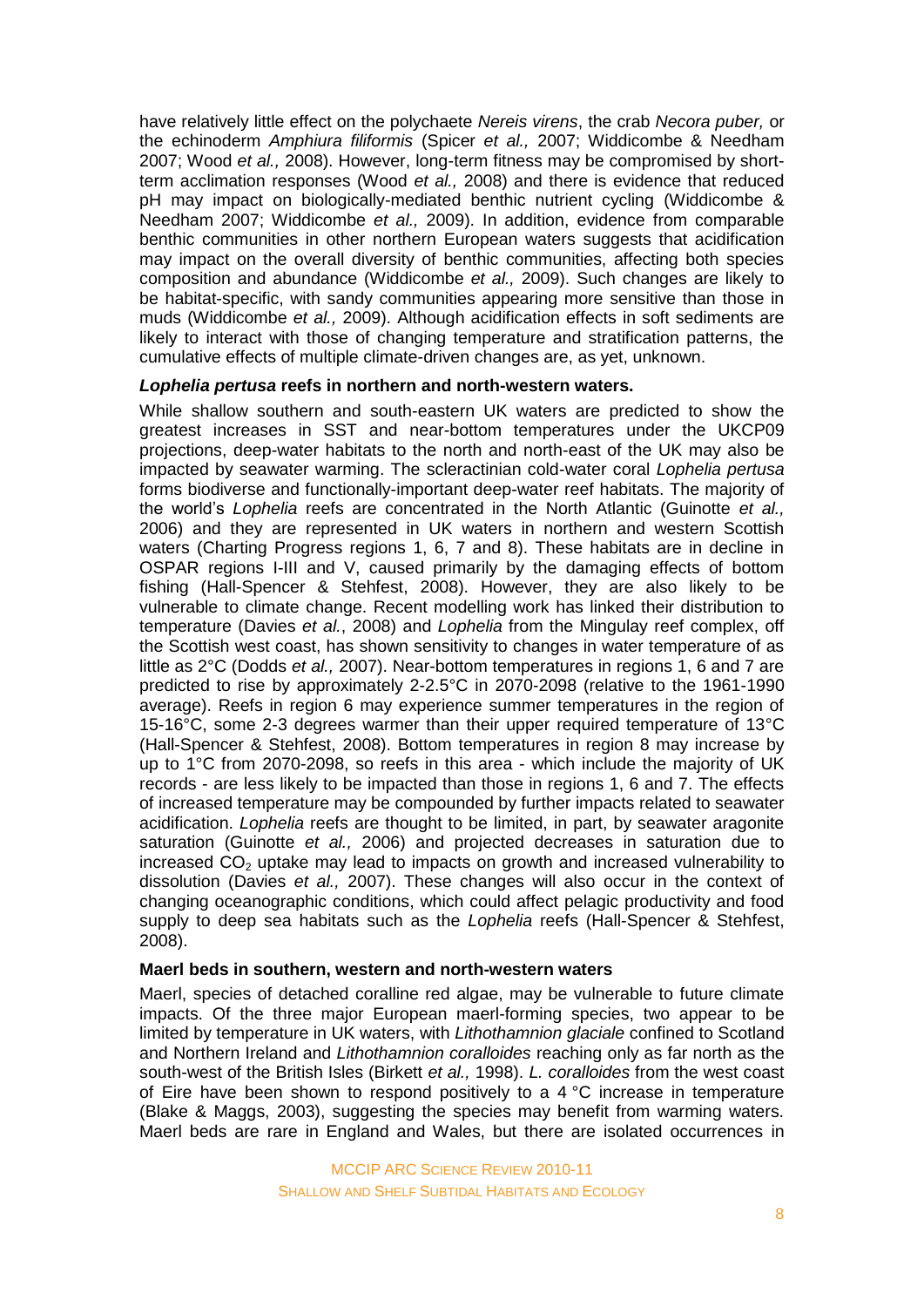have relatively little effect on the polychaete *Nereis virens*, the crab *Necora puber,* or the echinoderm *Amphiura filiformis* (Spicer *et al.,* 2007; Widdicombe & Needham 2007; Wood *et al.,* 2008). However, long-term fitness may be compromised by short-term acclimation responses (Wood *et al.,* 2008) and there is evidence that reduced pH may impact on biologically-mediated benthic nutrient cycling (Widdicombe & Needham 2007; Widdicombe *et al.,* 2009). In addition, evidence from comparable benthic communities in other northern European waters suggests that acidification may impact on the overall diversity of benthic communities, affecting both species composition and abundance (Widdicombe *et al.,* 2009). Such changes are likely to be habitat-specific, with sandy communities appearing more sensitive than those in muds (Widdicombe *et al.,* 2009). Although acidification effects in soft sediments are likely to interact with those of changing temperature and stratification patterns, the cumulative effects of multiple climate-driven changes are, as yet, unknown.

#### ***Lophelia pertusa*** **reefs in northern and north-western waters.**

While shallow southern and south-eastern UK waters are predicted to show the greatest increases in SST and near-bottom temperatures under the UKCP09 projections, deep-water habitats to the north and north-east of the UK may also be impacted by seawater warming. The scleractinian cold-water coral *Lophelia pertusa* forms biodiverse and functionally-important deep-water reef habitats. The majority of the world's *Lophelia* reefs are concentrated in the North Atlantic (Guinotte *et al.,* 2006) and they are represented in UK waters in northern and western Scottish waters (Charting Progress regions 1, 6, 7 and 8). These habitats are in decline in OSPAR regions I-III and V, caused primarily by the damaging effects of bottom fishing (Hall-Spencer & Stehfest, 2008). However, they are also likely to be vulnerable to climate change. Recent modelling work has linked their distribution to temperature (Davies *et al.*, 2008) and *Lophelia* from the Mingulay reef complex, off the Scottish west coast, has shown sensitivity to changes in water temperature of as little as 2°C (Dodds *et al.,* 2007). Near-bottom temperatures in regions 1, 6 and 7 are predicted to rise by approximately 2-2.5°C in 2070-2098 (relative to the 1961-1990 average). Reefs in region 6 may experience summer temperatures in the region of 15-16°C, some 2-3 degrees warmer than their upper required temperature of 13°C (Hall-Spencer & Stehfest, 2008). Bottom temperatures in region 8 may increase by up to 1°C from 2070-2098, so reefs in this area - which include the majority of UK records - are less likely to be impacted than those in regions 1, 6 and 7. The effects of increased temperature may be compounded by further impacts related to seawater acidification. *Lophelia* reefs are thought to be limited, in part, by seawater aragonite saturation (Guinotte *et al.,* 2006) and projected decreases in saturation due to increased $CO_2$ uptake may lead to impacts on growth and increased vulnerability to dissolution (Davies *et al.,* 2007). These changes will also occur in the context of changing oceanographic conditions, which could affect pelagic productivity and food supply to deep sea habitats such as the *Lophelia* reefs (Hall-Spencer & Stehfest, 2008).

#### **Maerl beds in southern, western and north-western waters**

Maerl, species of detached coralline red algae, may be vulnerable to future climate impacts. Of the three major European maerl-forming species, two appear to be limited by temperature in UK waters, with *Lithothamnion glaciale* confined to Scotland and Northern Ireland and *Lithothamnion coralloides* reaching only as far north as the south-west of the British Isles (Birkett *et al.,* 1998). *L. coralloides* from the west coast of Eire have been shown to respond positively to a 4 °C increase in temperature (Blake & Maggs, 2003), suggesting the species may benefit from warming waters. Maerl beds are rare in England and Wales, but there are isolated occurrences in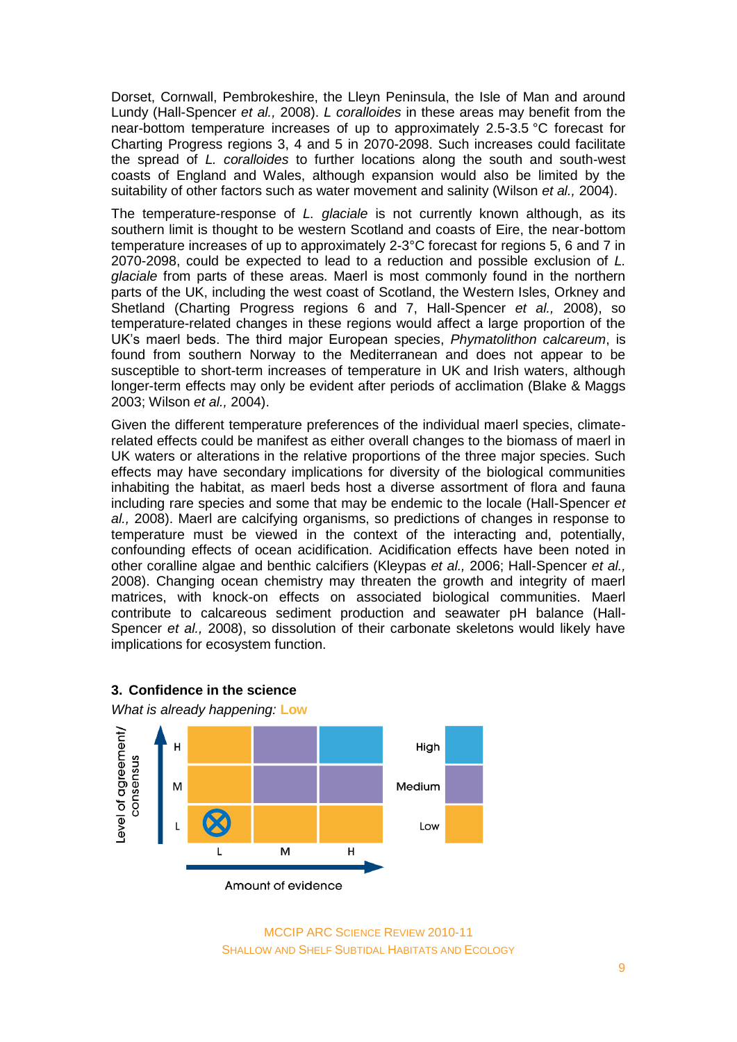Dorset, Cornwall, Pembrokeshire, the Lleyn Peninsula, the Isle of Man and around Lundy (Hall-Spencer *et al.,* 2008). *L coralloides* in these areas may benefit from the near-bottom temperature increases of up to approximately 2.5-3.5 °C forecast for Charting Progress regions 3, 4 and 5 in 2070-2098. Such increases could facilitate the spread of *L. coralloides* to further locations along the south and south-west coasts of England and Wales, although expansion would also be limited by the suitability of other factors such as water movement and salinity (Wilson *et al.,* 2004).

The temperature-response of *L. glaciale* is not currently known although, as its southern limit is thought to be western Scotland and coasts of Eire, the near-bottom temperature increases of up to approximately 2-3°C forecast for regions 5, 6 and 7 in 2070-2098, could be expected to lead to a reduction and possible exclusion of *L. glaciale* from parts of these areas. Maerl is most commonly found in the northern parts of the UK, including the west coast of Scotland, the Western Isles, Orkney and Shetland (Charting Progress regions 6 and 7, Hall-Spencer *et al.,* 2008), so temperature-related changes in these regions would affect a large proportion of the UK's maerl beds. The third major European species, *Phymatolithon calcareum*, is found from southern Norway to the Mediterranean and does not appear to be susceptible to short-term increases of temperature in UK and Irish waters, although longer-term effects may only be evident after periods of acclimation (Blake & Maggs 2003; Wilson *et al.,* 2004).

Given the different temperature preferences of the individual maerl species, climate-related effects could be manifest as either overall changes to the biomass of maerl in UK waters or alterations in the relative proportions of the three major species. Such effects may have secondary implications for diversity of the biological communities inhabiting the habitat, as maerl beds host a diverse assortment of flora and fauna including rare species and some that may be endemic to the locale (Hall-Spencer *et al.,* 2008). Maerl are calcifying organisms, so predictions of changes in response to temperature must be viewed in the context of the interacting and, potentially, confounding effects of ocean acidification. Acidification effects have been noted in other coralline algae and benthic calcifiers (Kleypas *et al.,* 2006; Hall-Spencer *et al.,* 2008). Changing ocean chemistry may threaten the growth and integrity of maerl matrices, with knock-on effects on associated biological communities. Maerl contribute to calcareous sediment production and seawater pH balance (Hall-Spencer *et al.,* 2008), so dissolution of their carbonate skeletons would likely have implications for ecosystem function.

### 3. Confidence in the science

*What is already happening:* **Low**

| Level of agreement/ consensus | L | M | H |
|---|---|---|---|
| H | Low | Medium | High |
| M | Low | Medium | Medium |
| L | ⊗ Low | Low | Low |

Amount of evidence (L, M, H)

Key: High, Medium, Low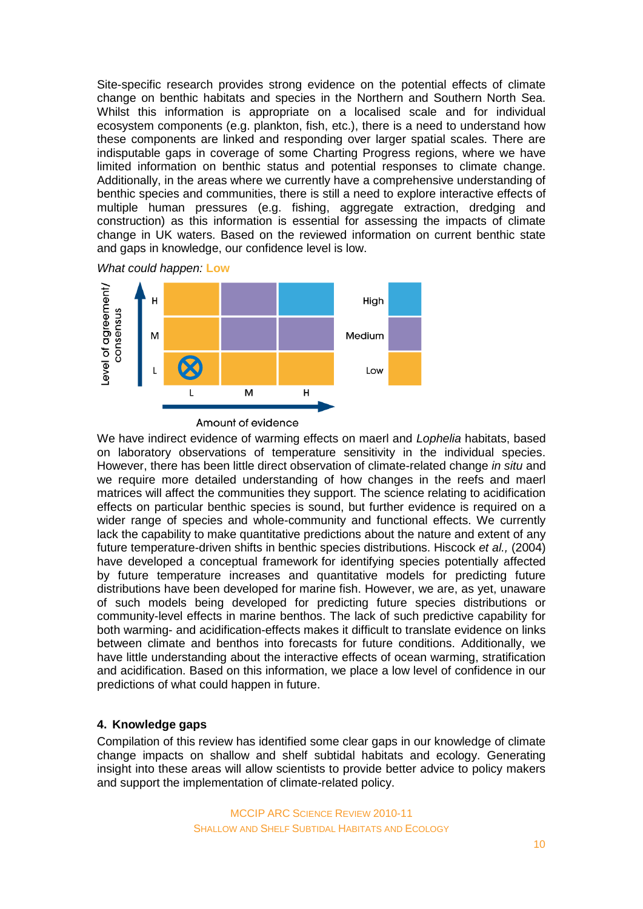Site-specific research provides strong evidence on the potential effects of climate change on benthic habitats and species in the Northern and Southern North Sea. Whilst this information is appropriate on a localised scale and for individual ecosystem components (e.g. plankton, fish, etc.), there is a need to understand how these components are linked and responding over larger spatial scales. There are indisputable gaps in coverage of some Charting Progress regions, where we have limited information on benthic status and potential responses to climate change. Additionally, in the areas where we currently have a comprehensive understanding of benthic species and communities, there is still a need to explore interactive effects of multiple human pressures (e.g. fishing, aggregate extraction, dredging and construction) as this information is essential for assessing the impacts of climate change in UK waters. Based on the reviewed information on current benthic state and gaps in knowledge, our confidence level is low.

*What could happen:* Low

| Level of agreement/ consensus | L | M | H |
|---|---|---|---|
| H | Low | Medium | High |
| M | Low | Medium | Medium |
| L | ⊗ Low | Low | Low |

Amount of evidence

We have indirect evidence of warming effects on maerl and *Lophelia* habitats, based on laboratory observations of temperature sensitivity in the individual species. However, there has been little direct observation of climate-related change *in situ* and we require more detailed understanding of how changes in the reefs and maerl matrices will affect the communities they support. The science relating to acidification effects on particular benthic species is sound, but further evidence is required on a wider range of species and whole-community and functional effects. We currently lack the capability to make quantitative predictions about the nature and extent of any future temperature-driven shifts in benthic species distributions. Hiscock *et al.,* (2004) have developed a conceptual framework for identifying species potentially affected by future temperature increases and quantitative models for predicting future distributions have been developed for marine fish. However, we are, as yet, unaware of such models being developed for predicting future species distributions or community-level effects in marine benthos. The lack of such predictive capability for both warming- and acidification-effects makes it difficult to translate evidence on links between climate and benthos into forecasts for future conditions. Additionally, we have little understanding about the interactive effects of ocean warming, stratification and acidification. Based on this information, we place a low level of confidence in our predictions of what could happen in future.

## 4. Knowledge gaps

Compilation of this review has identified some clear gaps in our knowledge of climate change impacts on shallow and shelf subtidal habitats and ecology. Generating insight into these areas will allow scientists to provide better advice to policy makers and support the implementation of climate-related policy.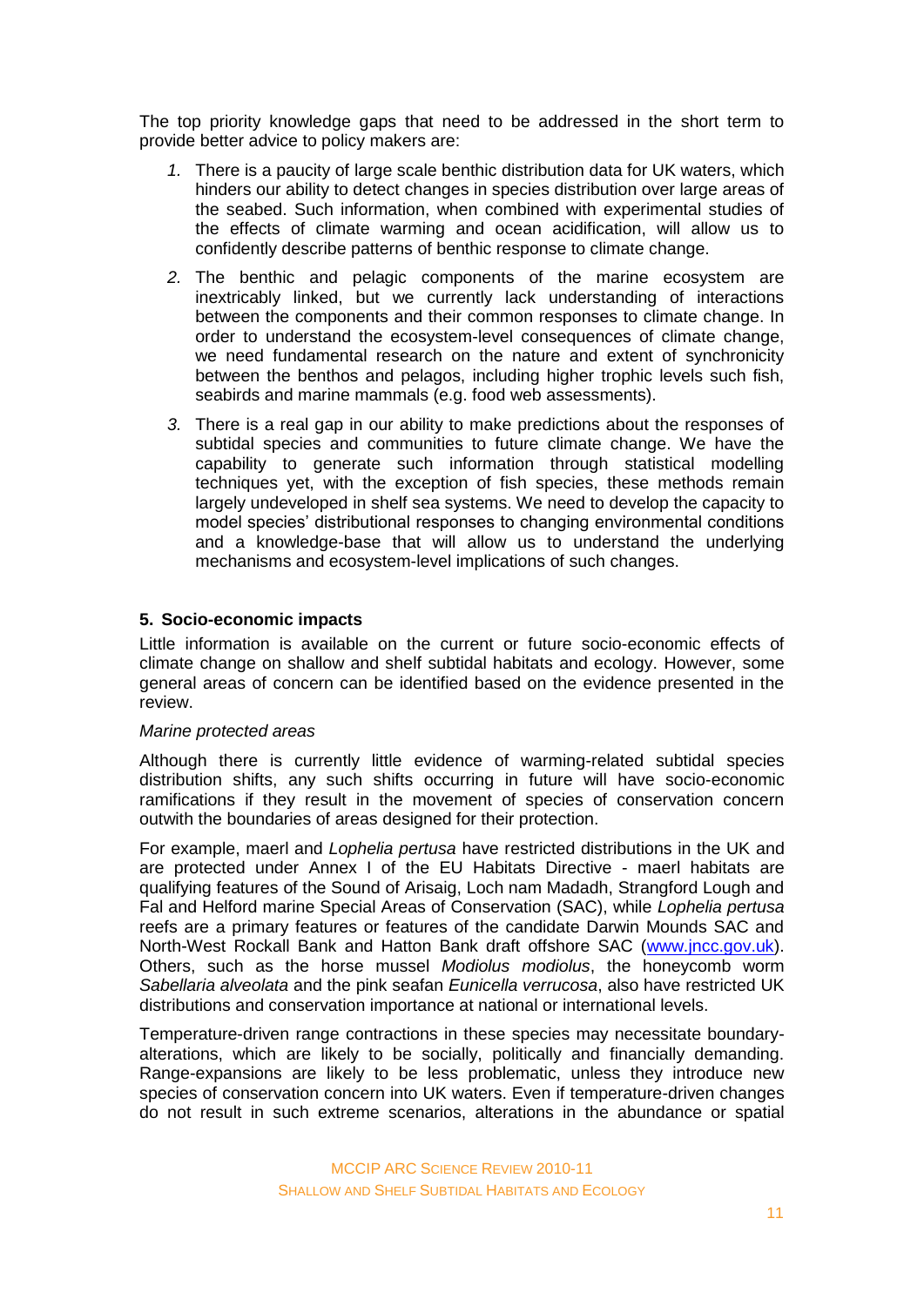The top priority knowledge gaps that need to be addressed in the short term to provide better advice to policy makers are:

1. There is a paucity of large scale benthic distribution data for UK waters, which hinders our ability to detect changes in species distribution over large areas of the seabed. Such information, when combined with experimental studies of the effects of climate warming and ocean acidification, will allow us to confidently describe patterns of benthic response to climate change.
2. The benthic and pelagic components of the marine ecosystem are inextricably linked, but we currently lack understanding of interactions between the components and their common responses to climate change. In order to understand the ecosystem-level consequences of climate change, we need fundamental research on the nature and extent of synchronicity between the benthos and pelagos, including higher trophic levels such fish, seabirds and marine mammals (e.g. food web assessments).
3. There is a real gap in our ability to make predictions about the responses of subtidal species and communities to future climate change. We have the capability to generate such information through statistical modelling techniques yet, with the exception of fish species, these methods remain largely undeveloped in shelf sea systems. We need to develop the capacity to model species' distributional responses to changing environmental conditions and a knowledge-base that will allow us to understand the underlying mechanisms and ecosystem-level implications of such changes.

## 5. Socio-economic impacts

Little information is available on the current or future socio-economic effects of climate change on shallow and shelf subtidal habitats and ecology. However, some general areas of concern can be identified based on the evidence presented in the review.

*Marine protected areas*

Although there is currently little evidence of warming-related subtidal species distribution shifts, any such shifts occurring in future will have socio-economic ramifications if they result in the movement of species of conservation concern outwith the boundaries of areas designed for their protection.

For example, maerl and *Lophelia pertusa* have restricted distributions in the UK and are protected under Annex I of the EU Habitats Directive - maerl habitats are qualifying features of the Sound of Arisaig, Loch nam Madadh, Strangford Lough and Fal and Helford marine Special Areas of Conservation (SAC), while *Lophelia pertusa* reefs are a primary features or features of the candidate Darwin Mounds SAC and North-West Rockall Bank and Hatton Bank draft offshore SAC (www.jncc.gov.uk). Others, such as the horse mussel *Modiolus modiolus*, the honeycomb worm *Sabellaria alveolata* and the pink seafan *Eunicella verrucosa*, also have restricted UK distributions and conservation importance at national or international levels.

Temperature-driven range contractions in these species may necessitate boundary-alterations, which are likely to be socially, politically and financially demanding. Range-expansions are likely to be less problematic, unless they introduce new species of conservation concern into UK waters. Even if temperature-driven changes do not result in such extreme scenarios, alterations in the abundance or spatial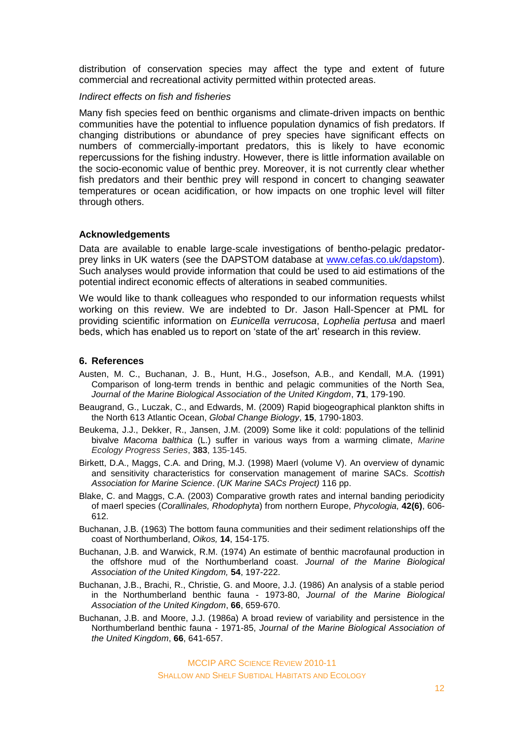distribution of conservation species may affect the type and extent of future commercial and recreational activity permitted within protected areas.

*Indirect effects on fish and fisheries*

Many fish species feed on benthic organisms and climate-driven impacts on benthic communities have the potential to influence population dynamics of fish predators. If changing distributions or abundance of prey species have significant effects on numbers of commercially-important predators, this is likely to have economic repercussions for the fishing industry. However, there is little information available on the socio-economic value of benthic prey. Moreover, it is not currently clear whether fish predators and their benthic prey will respond in concert to changing seawater temperatures or ocean acidification, or how impacts on one trophic level will filter through others.

### Acknowledgements

Data are available to enable large-scale investigations of bentho-pelagic predator-prey links in UK waters (see the DAPSTOM database at www.cefas.co.uk/dapstom). Such analyses would provide information that could be used to aid estimations of the potential indirect economic effects of alterations in seabed communities.

We would like to thank colleagues who responded to our information requests whilst working on this review. We are indebted to Dr. Jason Hall-Spencer at PML for providing scientific information on *Eunicella verrucosa*, *Lophelia pertusa* and maerl beds, which has enabled us to report on 'state of the art' research in this review.

## 6. References

Austen, M. C., Buchanan, J. B., Hunt, H.G., Josefson, A.B., and Kendall, M.A. (1991) Comparison of long-term trends in benthic and pelagic communities of the North Sea, *Journal of the Marine Biological Association of the United Kingdom*, **71**, 179-190.

Beaugrand, G., Luczak, C., and Edwards, M. (2009) Rapid biogeographical plankton shifts in the North 613 Atlantic Ocean, *Global Change Biology*, **15**, 1790-1803.

Beukema, J.J., Dekker, R., Jansen, J.M. (2009) Some like it cold: populations of the tellinid bivalve *Macoma balthica* (L.) suffer in various ways from a warming climate, *Marine Ecology Progress Series*, **383**, 135-145.

Birkett, D.A., Maggs, C.A. and Dring, M.J. (1998) Maerl (volume V). An overview of dynamic and sensitivity characteristics for conservation management of marine SACs. *Scottish Association for Marine Science*. *(UK Marine SACs Project)* 116 pp.

Blake, C. and Maggs, C.A. (2003) Comparative growth rates and internal banding periodicity of maerl species (*Corallinales, Rhodophyta*) from northern Europe, *Phycologia,* **42(6)**, 606-612.

Buchanan, J.B. (1963) The bottom fauna communities and their sediment relationships off the coast of Northumberland, *Oikos,* **14**, 154-175.

Buchanan, J.B. and Warwick, R.M. (1974) An estimate of benthic macrofaunal production in the offshore mud of the Northumberland coast. *Journal of the Marine Biological Association of the United Kingdom,* **54**, 197-222.

Buchanan, J.B., Brachi, R., Christie, G. and Moore, J.J. (1986) An analysis of a stable period in the Northumberland benthic fauna - 1973-80, *Journal of the Marine Biological Association of the United Kingdom*, **66**, 659-670.

Buchanan, J.B. and Moore, J.J. (1986a) A broad review of variability and persistence in the Northumberland benthic fauna - 1971-85, *Journal of the Marine Biological Association of the United Kingdom*, **66**, 641-657.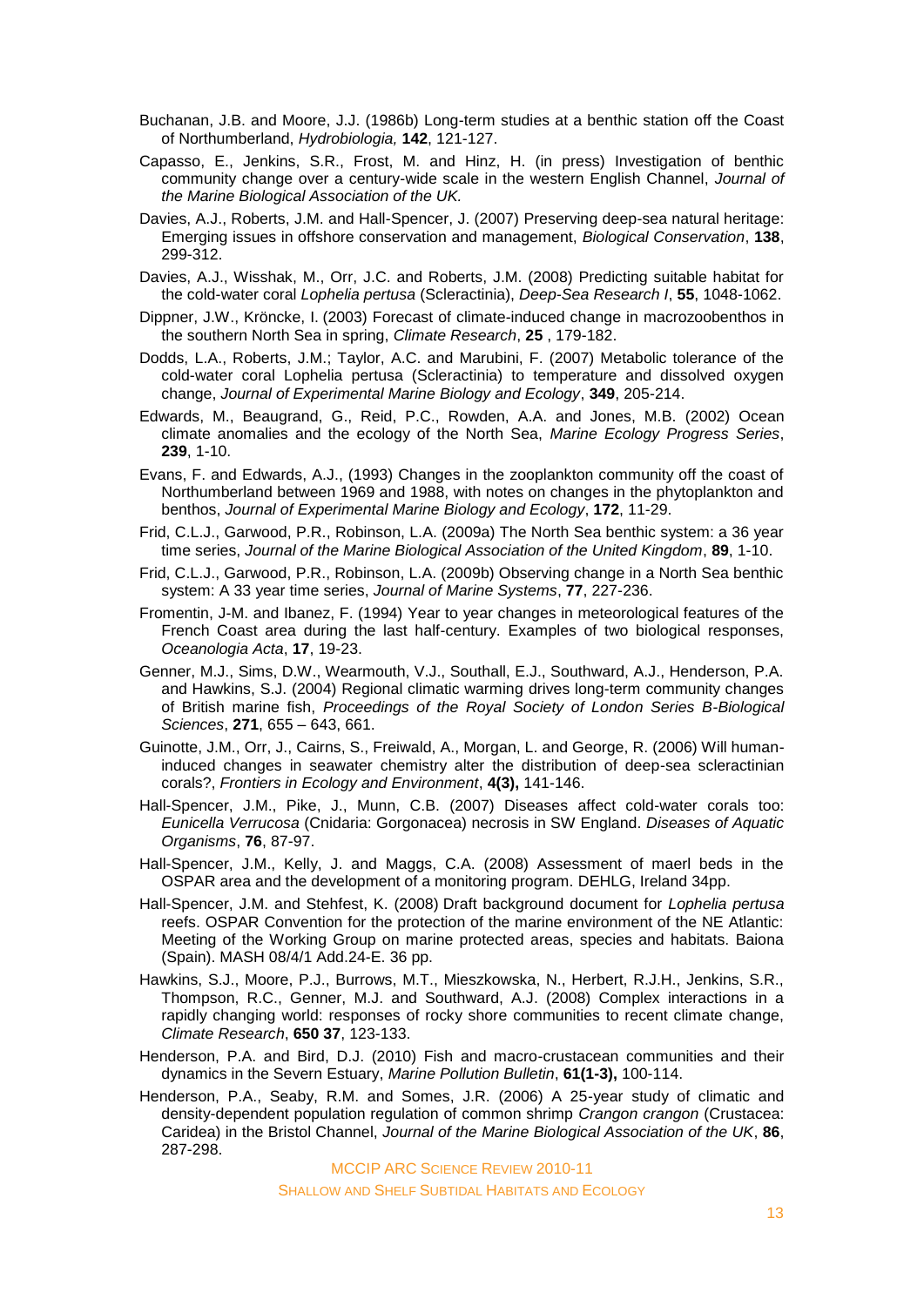Buchanan, J.B. and Moore, J.J. (1986b) Long-term studies at a benthic station off the Coast of Northumberland, *Hydrobiologia,* **142**, 121-127.

Capasso, E., Jenkins, S.R., Frost, M. and Hinz, H. (in press) Investigation of benthic community change over a century-wide scale in the western English Channel, *Journal of the Marine Biological Association of the UK.*

Davies, A.J., Roberts, J.M. and Hall-Spencer, J. (2007) Preserving deep-sea natural heritage: Emerging issues in offshore conservation and management, *Biological Conservation*, **138**, 299-312.

Davies, A.J., Wisshak, M., Orr, J.C. and Roberts, J.M. (2008) Predicting suitable habitat for the cold-water coral *Lophelia pertusa* (Scleractinia), *Deep-Sea Research I*, **55**, 1048-1062.

Dippner, J.W., Kröncke, I. (2003) Forecast of climate-induced change in macrozoobenthos in the southern North Sea in spring, *Climate Research*, **25** , 179-182.

Dodds, L.A., Roberts, J.M.; Taylor, A.C. and Marubini, F. (2007) Metabolic tolerance of the cold-water coral Lophelia pertusa (Scleractinia) to temperature and dissolved oxygen change, *Journal of Experimental Marine Biology and Ecology*, **349**, 205-214.

Edwards, M., Beaugrand, G., Reid, P.C., Rowden, A.A. and Jones, M.B. (2002) Ocean climate anomalies and the ecology of the North Sea, *Marine Ecology Progress Series*, **239**, 1-10.

Evans, F. and Edwards, A.J., (1993) Changes in the zooplankton community off the coast of Northumberland between 1969 and 1988, with notes on changes in the phytoplankton and benthos, *Journal of Experimental Marine Biology and Ecology*, **172**, 11-29.

Frid, C.L.J., Garwood, P.R., Robinson, L.A. (2009a) The North Sea benthic system: a 36 year time series, *Journal of the Marine Biological Association of the United Kingdom*, **89**, 1-10.

Frid, C.L.J., Garwood, P.R., Robinson, L.A. (2009b) Observing change in a North Sea benthic system: A 33 year time series, *Journal of Marine Systems*, **77**, 227-236.

Fromentin, J-M. and Ibanez, F. (1994) Year to year changes in meteorological features of the French Coast area during the last half-century. Examples of two biological responses, *Oceanologia Acta*, **17**, 19-23.

Genner, M.J., Sims, D.W., Wearmouth, V.J., Southall, E.J., Southward, A.J., Henderson, P.A. and Hawkins, S.J. (2004) Regional climatic warming drives long-term community changes of British marine fish, *Proceedings of the Royal Society of London Series B-Biological Sciences*, **271**, 655 – 643, 661.

Guinotte, J.M., Orr, J., Cairns, S., Freiwald, A., Morgan, L. and George, R. (2006) Will human-induced changes in seawater chemistry alter the distribution of deep-sea scleractinian corals?, *Frontiers in Ecology and Environment*, **4(3),** 141-146.

Hall-Spencer, J.M., Pike, J., Munn, C.B. (2007) Diseases affect cold-water corals too: *Eunicella Verrucosa* (Cnidaria: Gorgonacea) necrosis in SW England. *Diseases of Aquatic Organisms*, **76**, 87-97.

Hall-Spencer, J.M., Kelly, J. and Maggs, C.A. (2008) Assessment of maerl beds in the OSPAR area and the development of a monitoring program. DEHLG, Ireland 34pp.

Hall-Spencer, J.M. and Stehfest, K. (2008) Draft background document for *Lophelia pertusa* reefs. OSPAR Convention for the protection of the marine environment of the NE Atlantic: Meeting of the Working Group on marine protected areas, species and habitats. Baiona (Spain). MASH 08/4/1 Add.24-E. 36 pp.

Hawkins, S.J., Moore, P.J., Burrows, M.T., Mieszkowska, N., Herbert, R.J.H., Jenkins, S.R., Thompson, R.C., Genner, M.J. and Southward, A.J. (2008) Complex interactions in a rapidly changing world: responses of rocky shore communities to recent climate change, *Climate Research*, **650 37**, 123-133.

Henderson, P.A. and Bird, D.J. (2010) Fish and macro-crustacean communities and their dynamics in the Severn Estuary, *Marine Pollution Bulletin*, **61(1-3),** 100-114.

Henderson, P.A., Seaby, R.M. and Somes, J.R. (2006) A 25-year study of climatic and density-dependent population regulation of common shrimp *Crangon crangon* (Crustacea: Caridea) in the Bristol Channel, *Journal of the Marine Biological Association of the UK*, **86**, 287-298.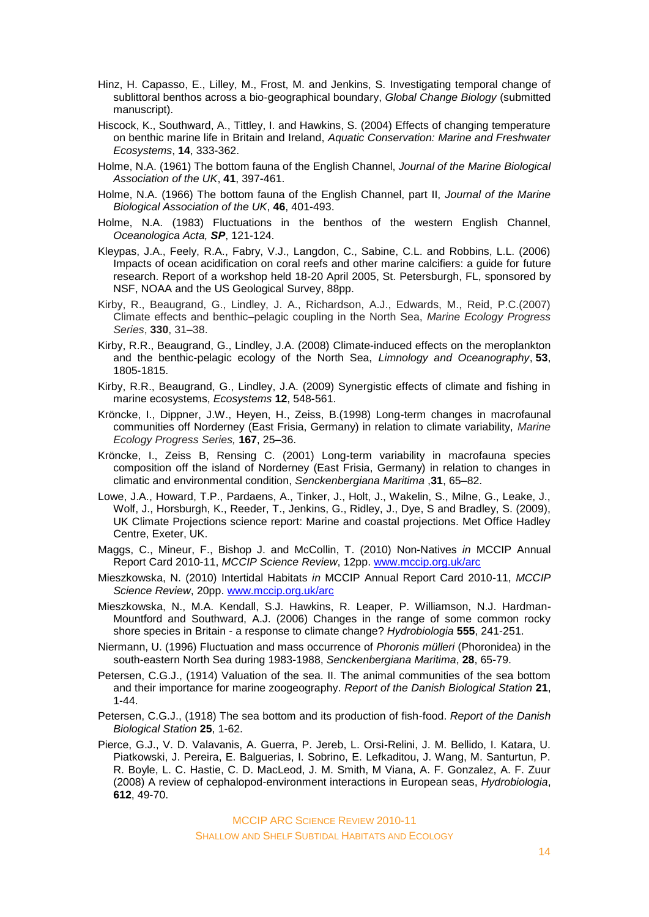Hinz, H. Capasso, E., Lilley, M., Frost, M. and Jenkins, S. Investigating temporal change of sublittoral benthos across a bio-geographical boundary, *Global Change Biology* (submitted manuscript).

Hiscock, K., Southward, A., Tittley, I. and Hawkins, S. (2004) Effects of changing temperature on benthic marine life in Britain and Ireland, *Aquatic Conservation: Marine and Freshwater Ecosystems*, **14**, 333-362.

Holme, N.A. (1961) The bottom fauna of the English Channel, *Journal of the Marine Biological Association of the UK*, **41**, 397-461.

Holme, N.A. (1966) The bottom fauna of the English Channel, part II, *Journal of the Marine Biological Association of the UK*, **46**, 401-493.

Holme, N.A. (1983) Fluctuations in the benthos of the western English Channel, *Oceanologica Acta, **SP***, 121-124.

Kleypas, J.A., Feely, R.A., Fabry, V.J., Langdon, C., Sabine, C.L. and Robbins, L.L. (2006) Impacts of ocean acidification on coral reefs and other marine calcifiers: a guide for future research. Report of a workshop held 18-20 April 2005, St. Petersburgh, FL, sponsored by NSF, NOAA and the US Geological Survey, 88pp.

Kirby, R., Beaugrand, G., Lindley, J. A., Richardson, A.J., Edwards, M., Reid, P.C.(2007) Climate effects and benthic–pelagic coupling in the North Sea, *Marine Ecology Progress Series*, **330**, 31–38.

Kirby, R.R., Beaugrand, G., Lindley, J.A. (2008) Climate-induced effects on the meroplankton and the benthic-pelagic ecology of the North Sea, *Limnology and Oceanography*, **53**, 1805-1815.

Kirby, R.R., Beaugrand, G., Lindley, J.A. (2009) Synergistic effects of climate and fishing in marine ecosystems, *Ecosystems* **12**, 548-561.

Kröncke, I., Dippner, J.W., Heyen, H., Zeiss, B.(1998) Long-term changes in macrofaunal communities off Norderney (East Frisia, Germany) in relation to climate variability, *Marine Ecology Progress Series,* **167**, 25–36.

Kröncke, I., Zeiss B, Rensing C. (2001) Long-term variability in macrofauna species composition off the island of Norderney (East Frisia, Germany) in relation to changes in climatic and environmental condition, *Senckenbergiana Maritima* ,**31**, 65–82.

Lowe, J.A., Howard, T.P., Pardaens, A., Tinker, J., Holt, J., Wakelin, S., Milne, G., Leake, J., Wolf, J., Horsburgh, K., Reeder, T., Jenkins, G., Ridley, J., Dye, S and Bradley, S. (2009), UK Climate Projections science report: Marine and coastal projections. Met Office Hadley Centre, Exeter, UK.

Maggs, C., Mineur, F., Bishop J. and McCollin, T. (2010) Non-Natives *in* MCCIP Annual Report Card 2010-11, *MCCIP Science Review*, 12pp. www.mccip.org.uk/arc

Mieszkowska, N. (2010) Intertidal Habitats *in* MCCIP Annual Report Card 2010-11, *MCCIP Science Review*, 20pp. www.mccip.org.uk/arc

Mieszkowska, N., M.A. Kendall, S.J. Hawkins, R. Leaper, P. Williamson, N.J. Hardman-Mountford and Southward, A.J. (2006) Changes in the range of some common rocky shore species in Britain - a response to climate change? *Hydrobiologia* **555**, 241-251.

Niermann, U. (1996) Fluctuation and mass occurrence of *Phoronis mülleri* (Phoronidea) in the south-eastern North Sea during 1983-1988, *Senckenbergiana Maritima*, **28**, 65-79.

Petersen, C.G.J., (1914) Valuation of the sea. II. The animal communities of the sea bottom and their importance for marine zoogeography. *Report of the Danish Biological Station* **21**, 1-44.

Petersen, C.G.J., (1918) The sea bottom and its production of fish-food. *Report of the Danish Biological Station* **25**, 1-62.

Pierce, G.J., V. D. Valavanis, A. Guerra, P. Jereb, L. Orsi-Relini, J. M. Bellido, I. Katara, U. Piatkowski, J. Pereira, E. Balguerias, I. Sobrino, E. Lefkaditou, J. Wang, M. Santurtun, P. R. Boyle, L. C. Hastie, C. D. MacLeod, J. M. Smith, M Viana, A. F. Gonzalez, A. F. Zuur (2008) A review of cephalopod-environment interactions in European seas, *Hydrobiologia*, **612**, 49-70.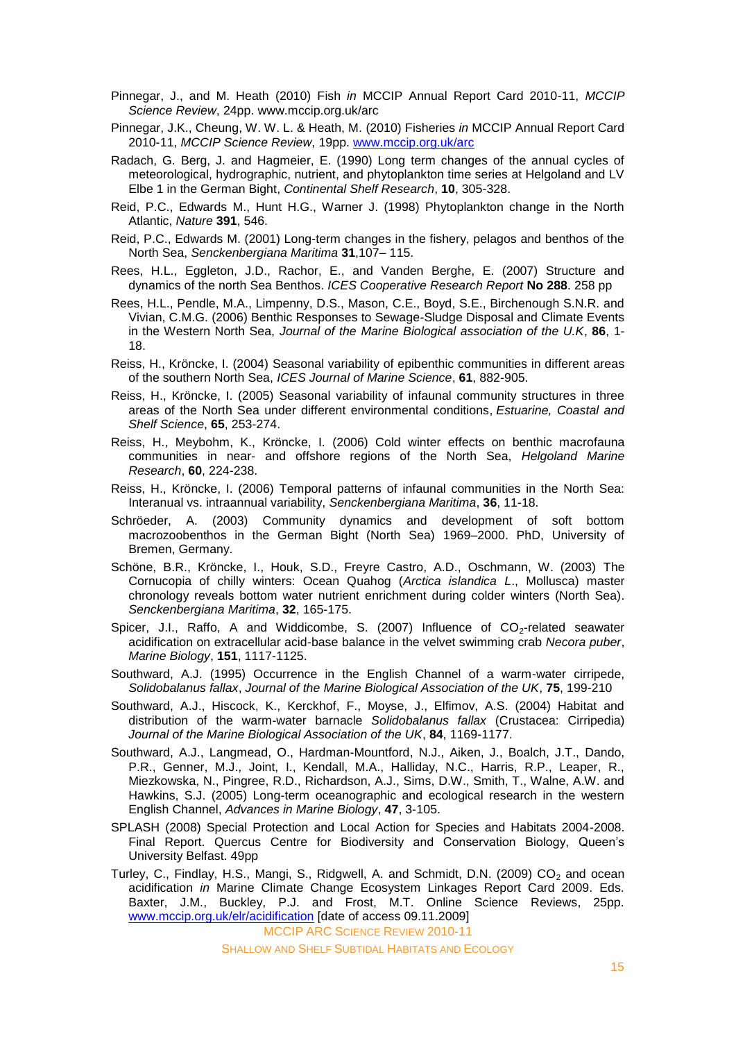Pinnegar, J., and M. Heath (2010) Fish *in* MCCIP Annual Report Card 2010-11, *MCCIP Science Review*, 24pp. www.mccip.org.uk/arc

Pinnegar, J.K., Cheung, W. W. L. & Heath, M. (2010) Fisheries *in* MCCIP Annual Report Card 2010-11, *MCCIP Science Review*, 19pp. www.mccip.org.uk/arc

Radach, G. Berg, J. and Hagmeier, E. (1990) Long term changes of the annual cycles of meteorological, hydrographic, nutrient, and phytoplankton time series at Helgoland and LV Elbe 1 in the German Bight, *Continental Shelf Research*, **10**, 305-328.

Reid, P.C., Edwards M., Hunt H.G., Warner J. (1998) Phytoplankton change in the North Atlantic, *Nature* **391**, 546.

Reid, P.C., Edwards M. (2001) Long-term changes in the fishery, pelagos and benthos of the North Sea, *Senckenbergiana Maritima* **31**,107– 115.

Rees, H.L., Eggleton, J.D., Rachor, E., and Vanden Berghe, E. (2007) Structure and dynamics of the north Sea Benthos. *ICES Cooperative Research Report* **No 288**. 258 pp

Rees, H.L., Pendle, M.A., Limpenny, D.S., Mason, C.E., Boyd, S.E., Birchenough S.N.R. and Vivian, C.M.G. (2006) Benthic Responses to Sewage-Sludge Disposal and Climate Events in the Western North Sea, *Journal of the Marine Biological association of the U.K*, **86**, 1-18.

Reiss, H., Kröncke, I. (2004) Seasonal variability of epibenthic communities in different areas of the southern North Sea, *ICES Journal of Marine Science*, **61**, 882-905.

Reiss, H., Kröncke, I. (2005) Seasonal variability of infaunal community structures in three areas of the North Sea under different environmental conditions, *Estuarine, Coastal and Shelf Science*, **65**, 253-274.

Reiss, H., Meybohm, K., Kröncke, I. (2006) Cold winter effects on benthic macrofauna communities in near- and offshore regions of the North Sea, *Helgoland Marine Research*, **60**, 224-238.

Reiss, H., Kröncke, I. (2006) Temporal patterns of infaunal communities in the North Sea: Interanual vs. intraannual variability, *Senckenbergiana Maritima*, **36**, 11-18.

Schröeder, A. (2003) Community dynamics and development of soft bottom macrozoobenthos in the German Bight (North Sea) 1969–2000. PhD, University of Bremen, Germany.

Schöne, B.R., Kröncke, I., Houk, S.D., Freyre Castro, A.D., Oschmann, W. (2003) The Cornucopia of chilly winters: Ocean Quahog (*Arctica islandica L*., Mollusca) master chronology reveals bottom water nutrient enrichment during colder winters (North Sea). *Senckenbergiana Maritima*, **32**, 165-175.

Spicer, J.I., Raffo, A and Widdicombe, S. (2007) Influence of $CO_2$-related seawater acidification on extracellular acid-base balance in the velvet swimming crab *Necora puber*, *Marine Biology*, **151**, 1117-1125.

Southward, A.J. (1995) Occurrence in the English Channel of a warm-water cirripede, *Solidobalanus fallax*, *Journal of the Marine Biological Association of the UK*, **75**, 199-210

Southward, A.J., Hiscock, K., Kerckhof, F., Moyse, J., Elfimov, A.S. (2004) Habitat and distribution of the warm-water barnacle *Solidobalanus fallax* (Crustacea: Cirripedia) *Journal of the Marine Biological Association of the UK*, **84**, 1169-1177.

Southward, A.J., Langmead, O., Hardman-Mountford, N.J., Aiken, J., Boalch, J.T., Dando, P.R., Genner, M.J., Joint, I., Kendall, M.A., Halliday, N.C., Harris, R.P., Leaper, R., Miezkowska, N., Pingree, R.D., Richardson, A.J., Sims, D.W., Smith, T., Walne, A.W. and Hawkins, S.J. (2005) Long-term oceanographic and ecological research in the western English Channel, *Advances in Marine Biology*, **47**, 3-105.

SPLASH (2008) Special Protection and Local Action for Species and Habitats 2004-2008. Final Report. Quercus Centre for Biodiversity and Conservation Biology, Queen's University Belfast. 49pp

Turley, C., Findlay, H.S., Mangi, S., Ridgwell, A. and Schmidt, D.N. (2009) $CO_2$ and ocean acidification *in* Marine Climate Change Ecosystem Linkages Report Card 2009. Eds. Baxter, J.M., Buckley, P.J. and Frost, M.T. Online Science Reviews, 25pp. www.mccip.org.uk/elr/acidification [date of access 09.11.2009]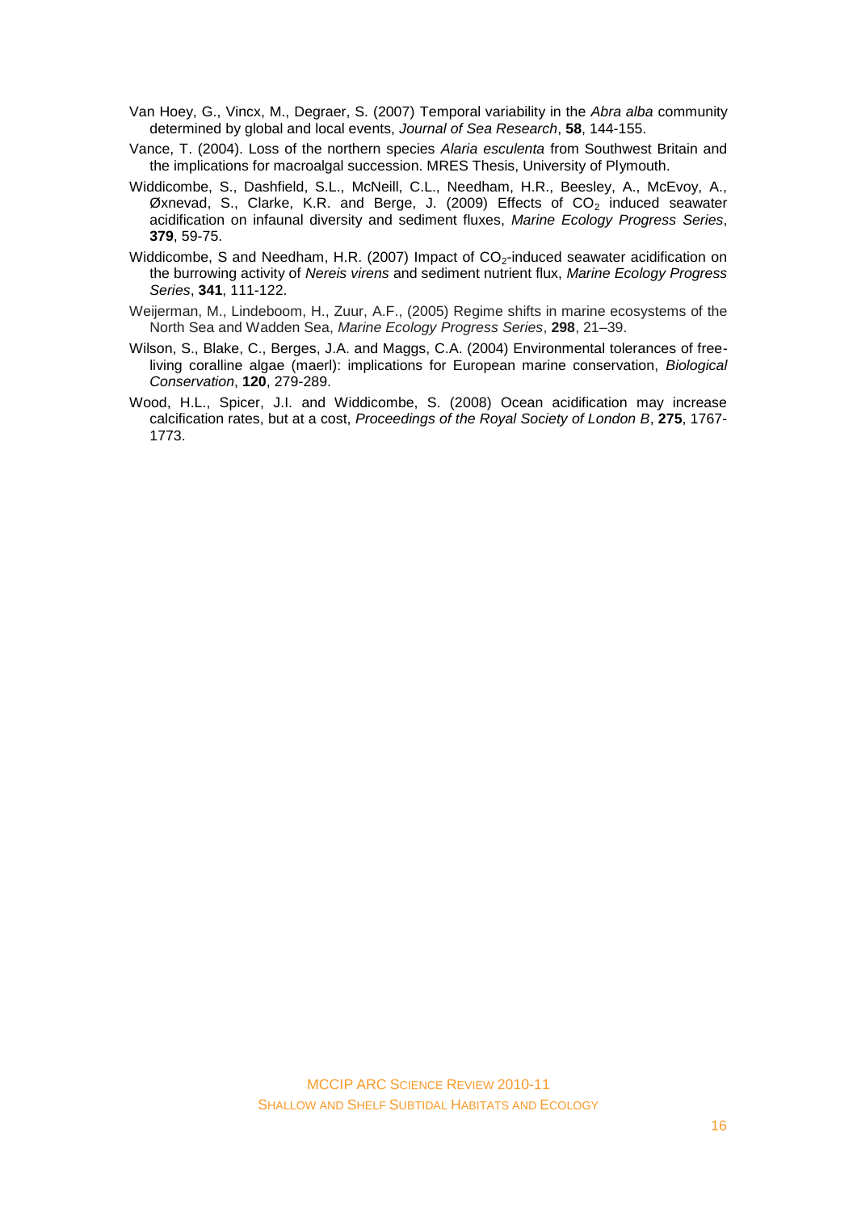Van Hoey, G., Vincx, M., Degraer, S. (2007) Temporal variability in the *Abra alba* community determined by global and local events, *Journal of Sea Research*, **58**, 144-155.

Vance, T. (2004). Loss of the northern species *Alaria esculenta* from Southwest Britain and the implications for macroalgal succession. MRES Thesis, University of Plymouth.

Widdicombe, S., Dashfield, S.L., McNeill, C.L., Needham, H.R., Beesley, A., McEvoy, A., Øxnevad, S., Clarke, K.R. and Berge, J. (2009) Effects of $CO_2$ induced seawater acidification on infaunal diversity and sediment fluxes, *Marine Ecology Progress Series*, **379**, 59-75.

Widdicombe, S and Needham, H.R. (2007) Impact of $CO_2$-induced seawater acidification on the burrowing activity of *Nereis virens* and sediment nutrient flux, *Marine Ecology Progress Series*, **341**, 111-122.

Weijerman, M., Lindeboom, H., Zuur, A.F., (2005) Regime shifts in marine ecosystems of the North Sea and Wadden Sea, *Marine Ecology Progress Series*, **298**, 21–39.

Wilson, S., Blake, C., Berges, J.A. and Maggs, C.A. (2004) Environmental tolerances of free-living coralline algae (maerl): implications for European marine conservation, *Biological Conservation*, **120**, 279-289.

Wood, H.L., Spicer, J.I. and Widdicombe, S. (2008) Ocean acidification may increase calcification rates, but at a cost, *Proceedings of the Royal Society of London B*, **275**, 1767-1773.